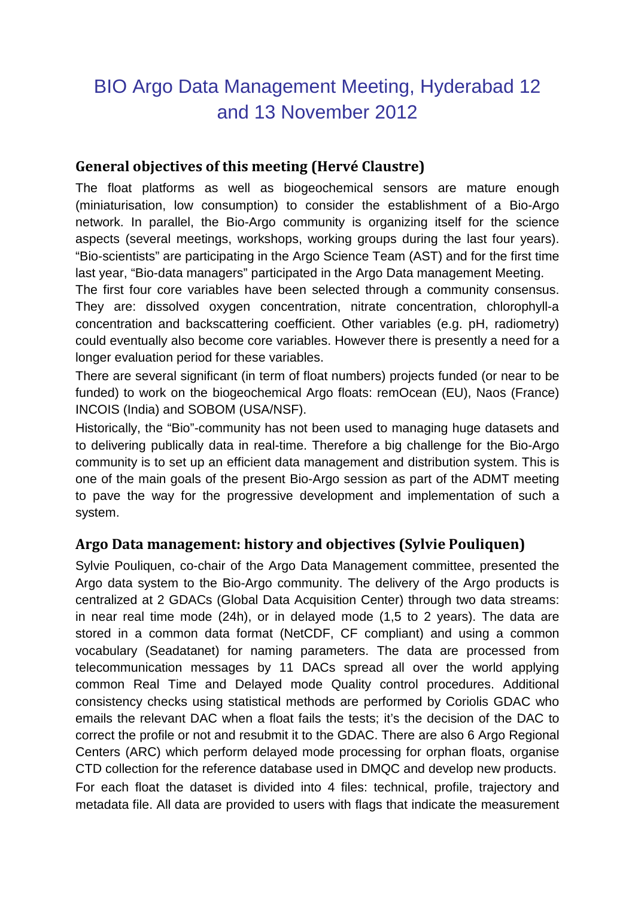# BIO Argo Data Management Meeting, Hyderabad 12 and 13 November 2012

## General objectives of this meeting (Hervé Claustre)

The float platforms as well as biogeochemical sensors are mature enough (miniaturisation, low consumption) to consider the establishment of a Bio-Argo network. In parallel, the Bio-Argo community is organizing itself for the science aspects (several meetings, workshops, working groups during the last four years). "Bio-scientists" are participating in the Argo Science Team (AST) and for the first time last year, "Bio-data managers" participated in the Argo Data management Meeting.

The first four core variables have been selected through a community consensus. They are: dissolved oxygen concentration, nitrate concentration, chlorophyll-a concentration and backscattering coefficient. Other variables (e.g. pH, radiometry) could eventually also become core variables. However there is presently a need for a longer evaluation period for these variables.

There are several significant (in term of float numbers) projects funded (or near to be funded) to work on the biogeochemical Argo floats: remOcean (EU), Naos (France) INCOIS (India) and SOBOM (USA/NSF).

Historically, the "Bio"-community has not been used to managing huge datasets and to delivering publically data in real-time. Therefore a big challenge for the Bio-Argo community is to set up an efficient data management and distribution system. This is one of the main goals of the present Bio-Argo session as part of the ADMT meeting to pave the way for the progressive development and implementation of such a system.

## Argo Data management: history and objectives (Sylvie Pouliquen)

Sylvie Pouliquen, co-chair of the Argo Data Management committee, presented the Argo data system to the Bio-Argo community. The delivery of the Argo products is centralized at 2 GDACs (Global Data Acquisition Center) through two data streams: in near real time mode (24h), or in delayed mode (1,5 to 2 years). The data are stored in a common data format (NetCDF, CF compliant) and using a common vocabulary (Seadatanet) for naming parameters. The data are processed from telecommunication messages by 11 DACs spread all over the world applying common Real Time and Delayed mode Quality control procedures. Additional consistency checks using statistical methods are performed by Coriolis GDAC who emails the relevant DAC when a float fails the tests; it's the decision of the DAC to correct the profile or not and resubmit it to the GDAC. There are also 6 Argo Regional Centers (ARC) which perform delayed mode processing for orphan floats, organise CTD collection for the reference database used in DMQC and develop new products.

For each float the dataset is divided into 4 files: technical, profile, trajectory and metadata file. All data are provided to users with flags that indicate the measurement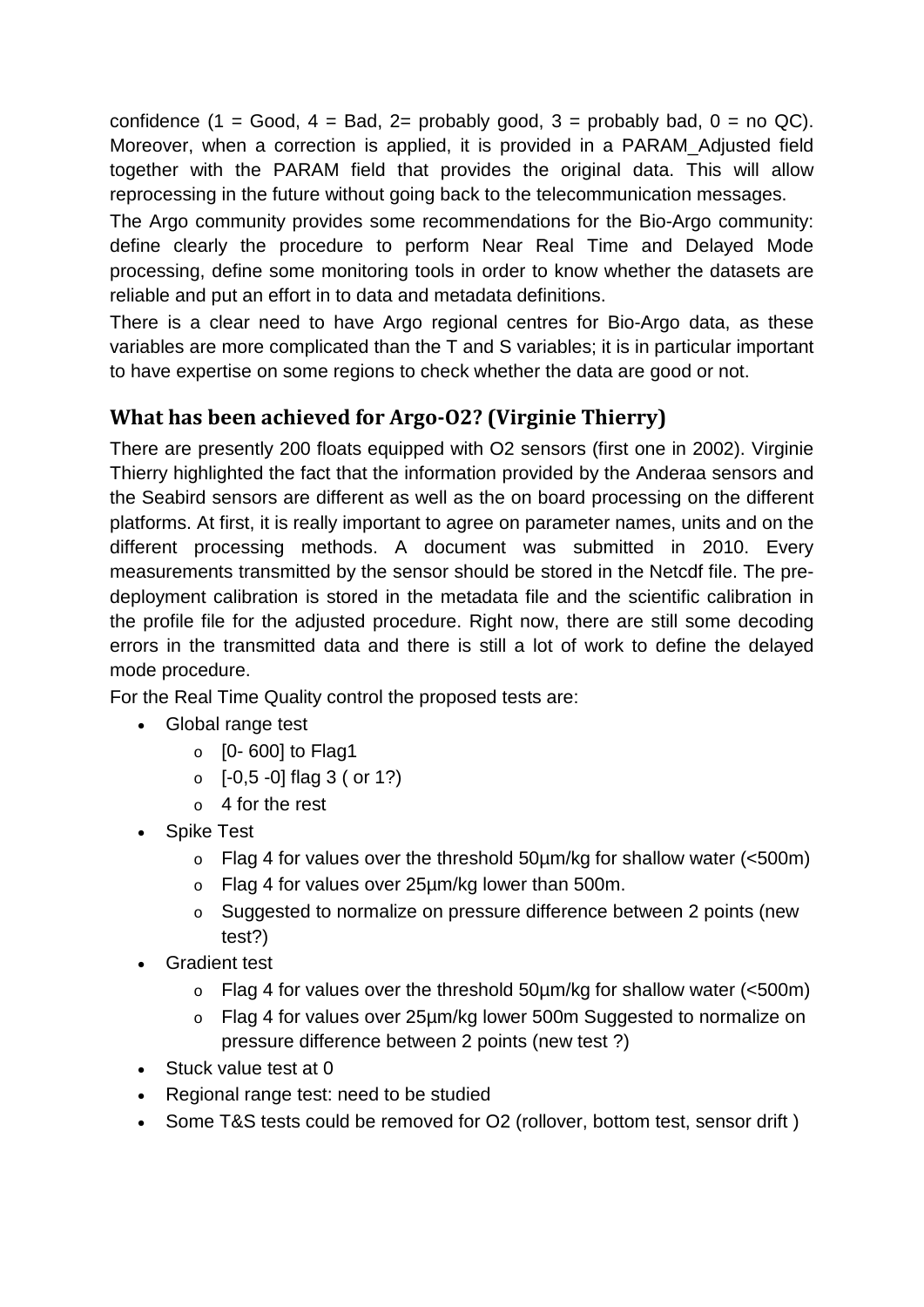confidence (1 = Good, 4 = Bad, 2= probably good, 3 = probably bad, 0 = no QC). Moreover, when a correction is applied, it is provided in a PARAM_Adjusted field together with the PARAM field that provides the original data. This will allow reprocessing in the future without going back to the telecommunication messages.

The Argo community provides some recommendations for the Bio-Argo community: define clearly the procedure to perform Near Real Time and Delayed Mode processing, define some monitoring tools in order to know whether the datasets are reliable and put an effort in to data and metadata definitions.

There is a clear need to have Argo regional centres for Bio-Argo data, as these variables are more complicated than the T and S variables; it is in particular important to have expertise on some regions to check whether the data are good or not.

## What has been achieved for Argo-O2? (Virginie Thierry)

There are presently 200 floats equipped with O2 sensors (first one in 2002). Virginie Thierry highlighted the fact that the information provided by the Anderaa sensors and the Seabird sensors are different as well as the on board processing on the different platforms. At first, it is really important to agree on parameter names, units and on the different processing methods. A document was submitted in 2010. Every measurements transmitted by the sensor should be stored in the Netcdf file. The pre-deployment calibration is stored in the metadata file and the scientific calibration in the profile file for the adjusted procedure. Right now, there are still some decoding errors in the transmitted data and there is still a lot of work to define the delayed mode procedure.

For the Real Time Quality control the proposed tests are:

- Global range test
  - [0- 600] to Flag1
  - [-0,5 -0] flag 3 ( or 1?)
  - 4 for the rest
- Spike Test
  - Flag 4 for values over the threshold 50µm/kg for shallow water (<500m)
  - Flag 4 for values over 25µm/kg lower than 500m.
  - Suggested to normalize on pressure difference between 2 points (new test?)
- Gradient test
  - Flag 4 for values over the threshold 50µm/kg for shallow water (<500m)
  - Flag 4 for values over 25µm/kg lower 500m Suggested to normalize on pressure difference between 2 points (new test ?)
- Stuck value test at 0
- Regional range test: need to be studied
- Some T&S tests could be removed for O2 (rollover, bottom test, sensor drift )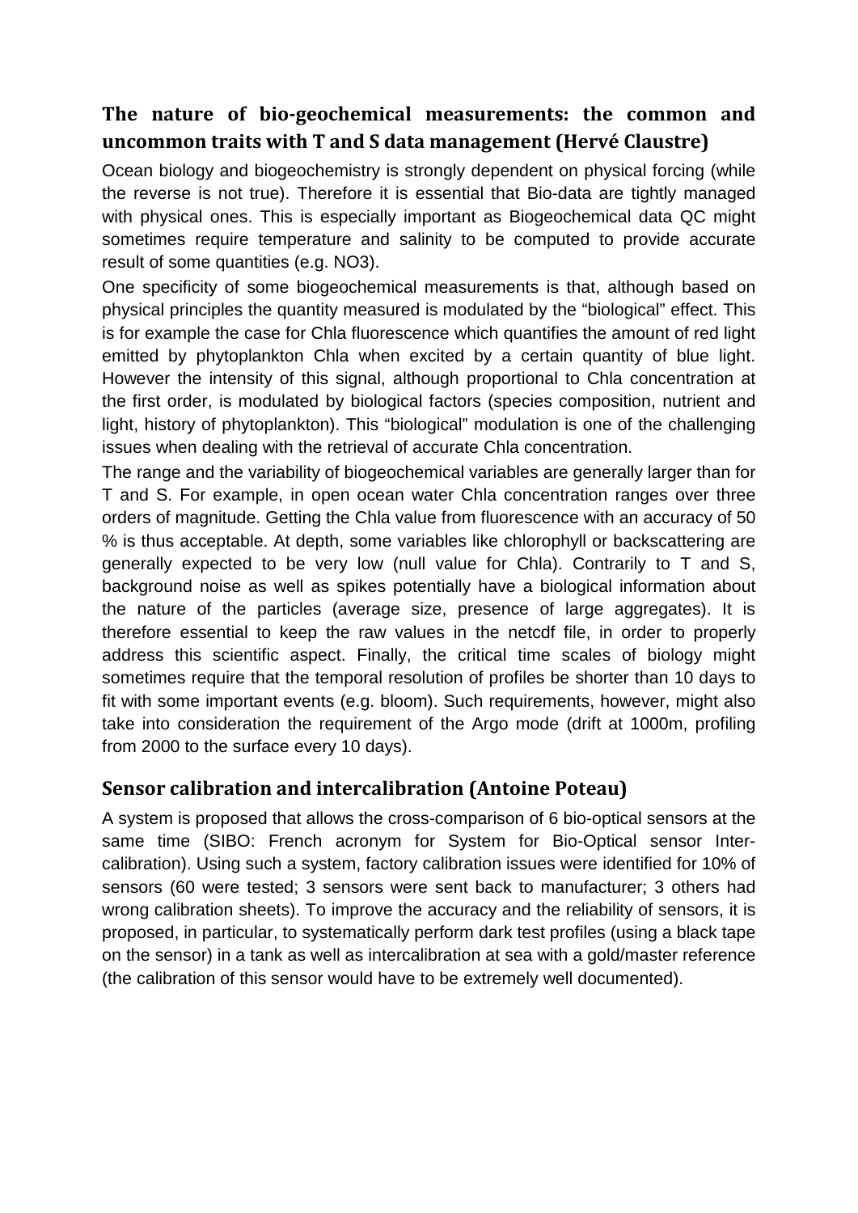## The nature of bio-geochemical measurements: the common and uncommon traits with T and S data management (Hervé Claustre)

Ocean biology and biogeochemistry is strongly dependent on physical forcing (while the reverse is not true). Therefore it is essential that Bio-data are tightly managed with physical ones. This is especially important as Biogeochemical data QC might sometimes require temperature and salinity to be computed to provide accurate result of some quantities (e.g. NO3).

One specificity of some biogeochemical measurements is that, although based on physical principles the quantity measured is modulated by the "biological" effect. This is for example the case for Chla fluorescence which quantifies the amount of red light emitted by phytoplankton Chla when excited by a certain quantity of blue light. However the intensity of this signal, although proportional to Chla concentration at the first order, is modulated by biological factors (species composition, nutrient and light, history of phytoplankton). This "biological" modulation is one of the challenging issues when dealing with the retrieval of accurate Chla concentration.

The range and the variability of biogeochemical variables are generally larger than for T and S. For example, in open ocean water Chla concentration ranges over three orders of magnitude. Getting the Chla value from fluorescence with an accuracy of 50 % is thus acceptable. At depth, some variables like chlorophyll or backscattering are generally expected to be very low (null value for Chla). Contrarily to T and S, background noise as well as spikes potentially have a biological information about the nature of the particles (average size, presence of large aggregates). It is therefore essential to keep the raw values in the netcdf file, in order to properly address this scientific aspect. Finally, the critical time scales of biology might sometimes require that the temporal resolution of profiles be shorter than 10 days to fit with some important events (e.g. bloom). Such requirements, however, might also take into consideration the requirement of the Argo mode (drift at 1000m, profiling from 2000 to the surface every 10 days).

## Sensor calibration and intercalibration (Antoine Poteau)

A system is proposed that allows the cross-comparison of 6 bio-optical sensors at the same time (SIBO: French acronym for System for Bio-Optical sensor Inter-calibration). Using such a system, factory calibration issues were identified for 10% of sensors (60 were tested; 3 sensors were sent back to manufacturer; 3 others had wrong calibration sheets). To improve the accuracy and the reliability of sensors, it is proposed, in particular, to systematically perform dark test profiles (using a black tape on the sensor) in a tank as well as intercalibration at sea with a gold/master reference (the calibration of this sensor would have to be extremely well documented).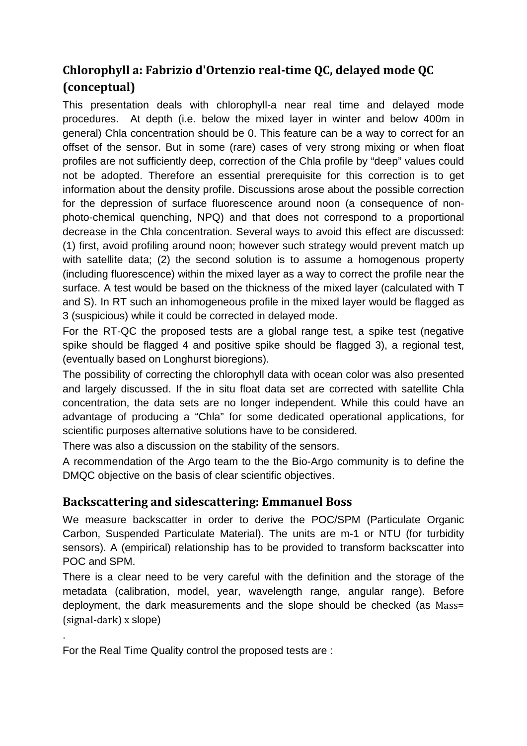## Chlorophyll a: Fabrizio d'Ortenzio real-time QC, delayed mode QC (conceptual)

This presentation deals with chlorophyll-a near real time and delayed mode procedures. At depth (i.e. below the mixed layer in winter and below 400m in general) Chla concentration should be 0. This feature can be a way to correct for an offset of the sensor. But in some (rare) cases of very strong mixing or when float profiles are not sufficiently deep, correction of the Chla profile by “deep” values could not be adopted. Therefore an essential prerequisite for this correction is to get information about the density profile. Discussions arose about the possible correction for the depression of surface fluorescence around noon (a consequence of non-photo-chemical quenching, NPQ) and that does not correspond to a proportional decrease in the Chla concentration. Several ways to avoid this effect are discussed: (1) first, avoid profiling around noon; however such strategy would prevent match up with satellite data; (2) the second solution is to assume a homogenous property (including fluorescence) within the mixed layer as a way to correct the profile near the surface. A test would be based on the thickness of the mixed layer (calculated with T and S). In RT such an inhomogeneous profile in the mixed layer would be flagged as 3 (suspicious) while it could be corrected in delayed mode.

For the RT-QC the proposed tests are a global range test, a spike test (negative spike should be flagged 4 and positive spike should be flagged 3), a regional test, (eventually based on Longhurst bioregions).

The possibility of correcting the chlorophyll data with ocean color was also presented and largely discussed. If the in situ float data set are corrected with satellite Chla concentration, the data sets are no longer independent. While this could have an advantage of producing a “Chla” for some dedicated operational applications, for scientific purposes alternative solutions have to be considered.

There was also a discussion on the stability of the sensors.

A recommendation of the Argo team to the the Bio-Argo community is to define the DMQC objective on the basis of clear scientific objectives.

## Backscattering and sidescattering: Emmanuel Boss

We measure backscatter in order to derive the POC/SPM (Particulate Organic Carbon, Suspended Particulate Material). The units are m-1 or NTU (for turbidity sensors). A (empirical) relationship has to be provided to transform backscatter into POC and SPM.

There is a clear need to be very careful with the definition and the storage of the metadata (calibration, model, year, wavelength range, angular range). Before deployment, the dark measurements and the slope should be checked (as Mass= (signal-dark) x slope)

.

For the Real Time Quality control the proposed tests are :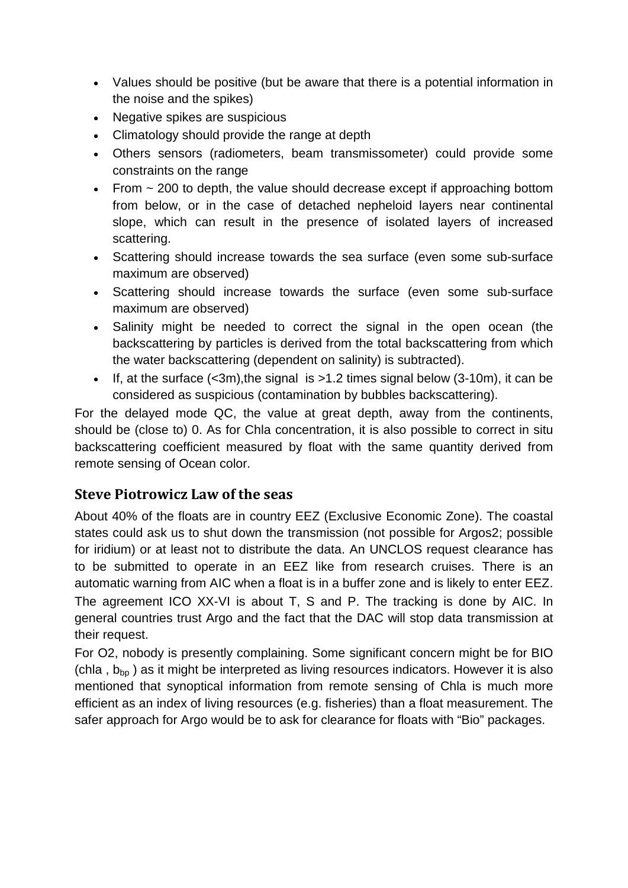- Values should be positive (but be aware that there is a potential information in the noise and the spikes)
- Negative spikes are suspicious
- Climatology should provide the range at depth
- Others sensors (radiometers, beam transmissometer) could provide some constraints on the range
- From ~ 200 to depth, the value should decrease except if approaching bottom from below, or in the case of detached nepheloid layers near continental slope, which can result in the presence of isolated layers of increased scattering.
- Scattering should increase towards the sea surface (even some sub-surface maximum are observed)
- Scattering should increase towards the surface (even some sub-surface maximum are observed)
- Salinity might be needed to correct the signal in the open ocean (the backscattering by particles is derived from the total backscattering from which the water backscattering (dependent on salinity) is subtracted).
- If, at the surface (<3m),the signal is >1.2 times signal below (3-10m), it can be considered as suspicious (contamination by bubbles backscattering).

For the delayed mode QC, the value at great depth, away from the continents, should be (close to) 0. As for Chla concentration, it is also possible to correct in situ backscattering coefficient measured by float with the same quantity derived from remote sensing of Ocean color.

## Steve Piotrowicz Law of the seas

About 40% of the floats are in country EEZ (Exclusive Economic Zone). The coastal states could ask us to shut down the transmission (not possible for Argos2; possible for iridium) or at least not to distribute the data. An UNCLOS request clearance has to be submitted to operate in an EEZ like from research cruises. There is an automatic warning from AIC when a float is in a buffer zone and is likely to enter EEZ. The agreement ICO XX-VI is about T, S and P. The tracking is done by AIC. In general countries trust Argo and the fact that the DAC will stop data transmission at their request.

For O2, nobody is presently complaining. Some significant concern might be for BIO (chla , $b_{bp}$ ) as it might be interpreted as living resources indicators. However it is also mentioned that synoptical information from remote sensing of Chla is much more efficient as an index of living resources (e.g. fisheries) than a float measurement. The safer approach for Argo would be to ask for clearance for floats with "Bio" packages.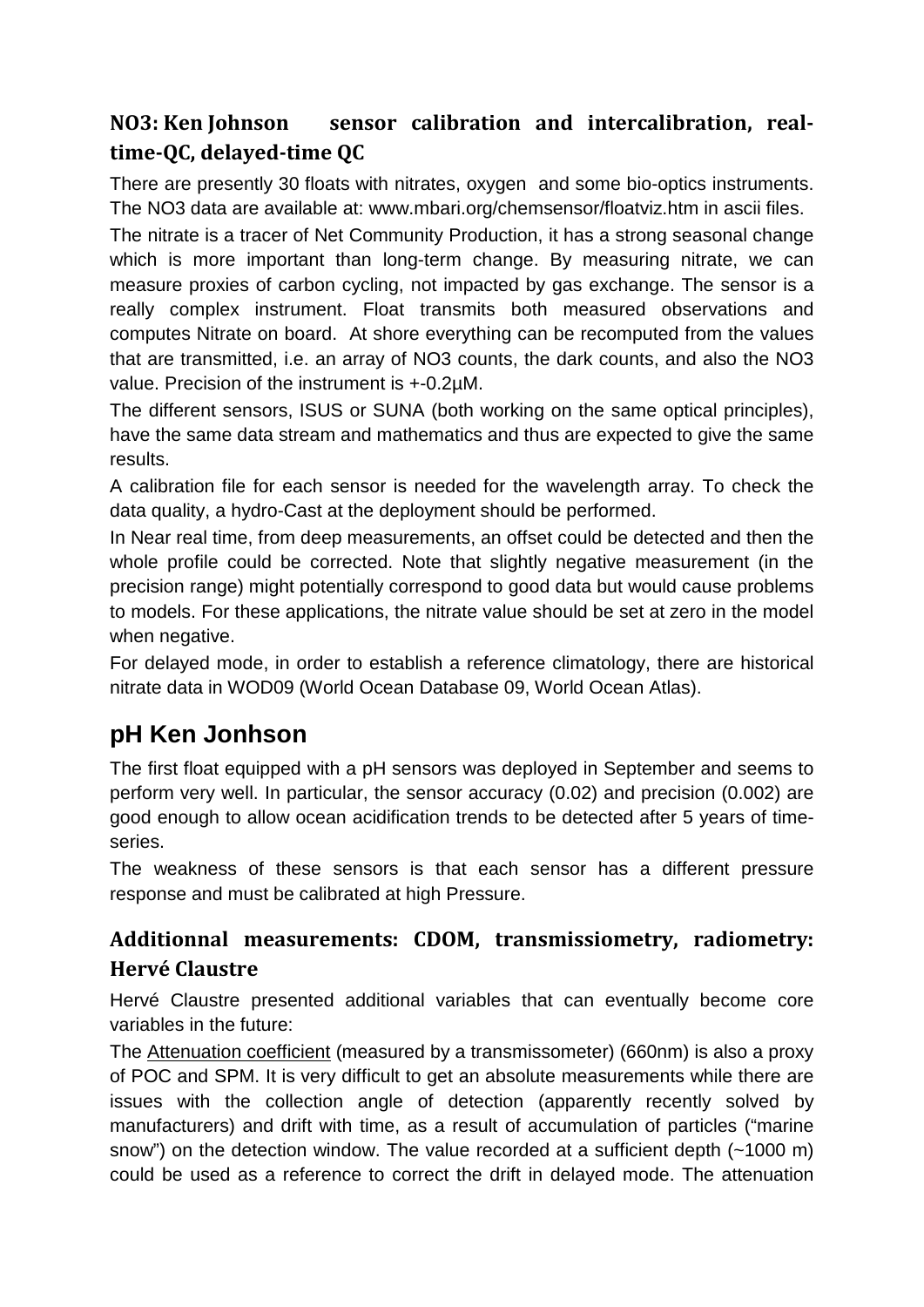### NO3: Ken Johnson sensor calibration and intercalibration, real-time-QC, delayed-time QC

There are presently 30 floats with nitrates, oxygen and some bio-optics instruments. The NO3 data are available at: www.mbari.org/chemsensor/floatviz.htm in ascii files.

The nitrate is a tracer of Net Community Production, it has a strong seasonal change which is more important than long-term change. By measuring nitrate, we can measure proxies of carbon cycling, not impacted by gas exchange. The sensor is a really complex instrument. Float transmits both measured observations and computes Nitrate on board. At shore everything can be recomputed from the values that are transmitted, i.e. an array of NO3 counts, the dark counts, and also the NO3 value. Precision of the instrument is +-0.2µM.

The different sensors, ISUS or SUNA (both working on the same optical principles), have the same data stream and mathematics and thus are expected to give the same results.

A calibration file for each sensor is needed for the wavelength array. To check the data quality, a hydro-Cast at the deployment should be performed.

In Near real time, from deep measurements, an offset could be detected and then the whole profile could be corrected. Note that slightly negative measurement (in the precision range) might potentially correspond to good data but would cause problems to models. For these applications, the nitrate value should be set at zero in the model when negative.

For delayed mode, in order to establish a reference climatology, there are historical nitrate data in WOD09 (World Ocean Database 09, World Ocean Atlas).

## pH Ken Jonhson

The first float equipped with a pH sensors was deployed in September and seems to perform very well. In particular, the sensor accuracy (0.02) and precision (0.002) are good enough to allow ocean acidification trends to be detected after 5 years of time-series.

The weakness of these sensors is that each sensor has a different pressure response and must be calibrated at high Pressure.

### Additionnal measurements: CDOM, transmissiometry, radiometry: Hervé Claustre

Hervé Claustre presented additional variables that can eventually become core variables in the future:

The Attenuation coefficient (measured by a transmissometer) (660nm) is also a proxy of POC and SPM. It is very difficult to get an absolute measurements while there are issues with the collection angle of detection (apparently recently solved by manufacturers) and drift with time, as a result of accumulation of particles ("marine snow") on the detection window. The value recorded at a sufficient depth (~1000 m) could be used as a reference to correct the drift in delayed mode. The attenuation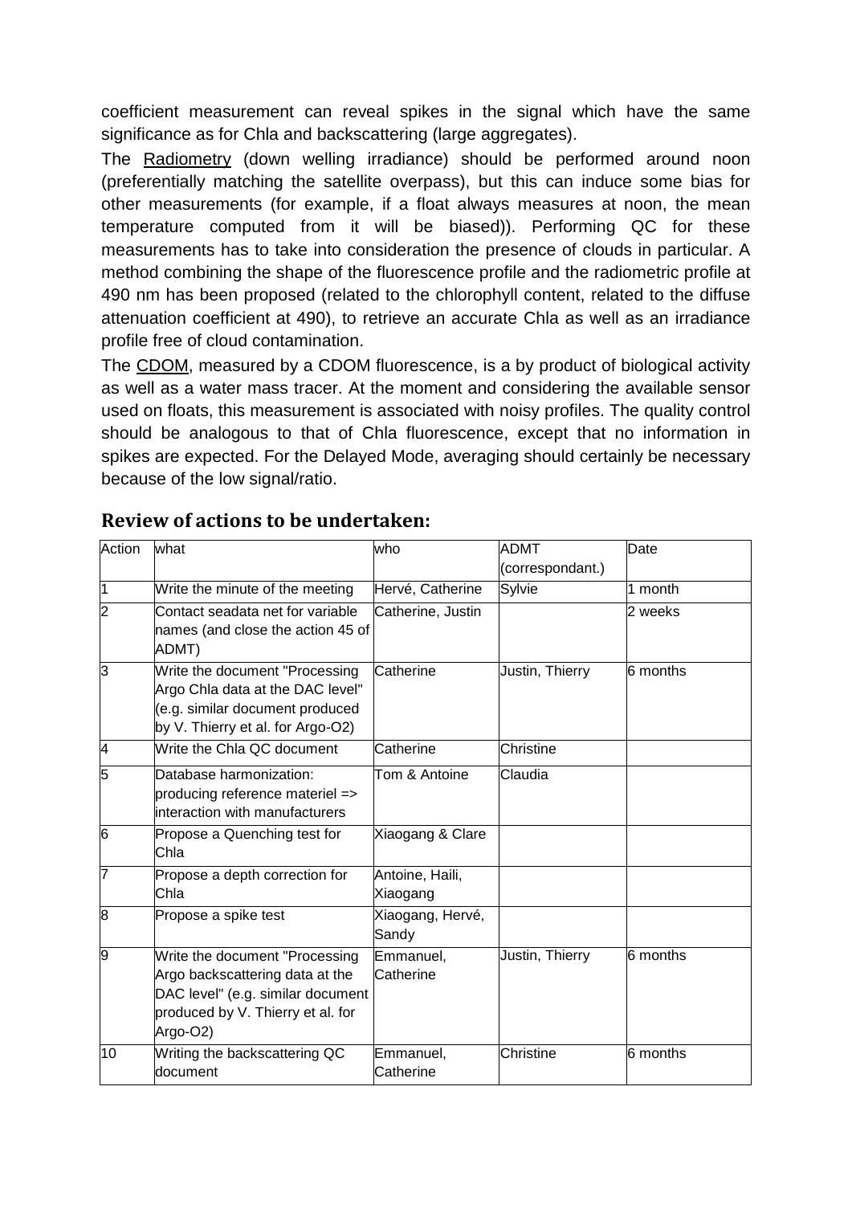coefficient measurement can reveal spikes in the signal which have the same significance as for Chla and backscattering (large aggregates).

The Radiometry (down welling irradiance) should be performed around noon (preferentially matching the satellite overpass), but this can induce some bias for other measurements (for example, if a float always measures at noon, the mean temperature computed from it will be biased)). Performing QC for these measurements has to take into consideration the presence of clouds in particular. A method combining the shape of the fluorescence profile and the radiometric profile at 490 nm has been proposed (related to the chlorophyll content, related to the diffuse attenuation coefficient at 490), to retrieve an accurate Chla as well as an irradiance profile free of cloud contamination.

The CDOM, measured by a CDOM fluorescence, is a by product of biological activity as well as a water mass tracer. At the moment and considering the available sensor used on floats, this measurement is associated with noisy profiles. The quality control should be analogous to that of Chla fluorescence, except that no information in spikes are expected. For the Delayed Mode, averaging should certainly be necessary because of the low signal/ratio.

## Review of actions to be undertaken:

| Action | what | who | ADMT (correspondant.) | Date |
|---|---|---|---|---|
| 1 | Write the minute of the meeting | Hervé, Catherine | Sylvie | 1 month |
| 2 | Contact seadata net for variable names (and close the action 45 of ADMT) | Catherine, Justin | | 2 weeks |
| 3 | Write the document "Processing Argo Chla data at the DAC level" (e.g. similar document produced by V. Thierry et al. for Argo-O2) | Catherine | Justin, Thierry | 6 months |
| 4 | Write the Chla QC document | Catherine | Christine | |
| 5 | Database harmonization: producing reference materiel => interaction with manufacturers | Tom & Antoine | Claudia | |
| 6 | Propose a Quenching test for Chla | Xiaogang & Clare | | |
| 7 | Propose a depth correction for Chla | Antoine, Haili, Xiaogang | | |
| 8 | Propose a spike test | Xiaogang, Hervé, Sandy | | |
| 9 | Write the document "Processing Argo backscattering data at the DAC level" (e.g. similar document produced by V. Thierry et al. for Argo-O2) | Emmanuel, Catherine | Justin, Thierry | 6 months |
| 10 | Writing the backscattering QC document | Emmanuel, Catherine | Christine | 6 months |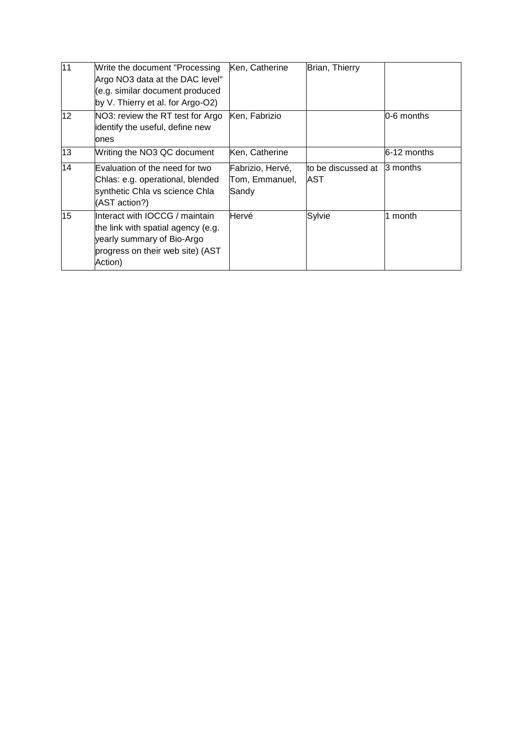| | | | | |
|---|---|---|---|---|
| 11 | Write the document "Processing Argo NO3 data at the DAC level" (e.g. similar document produced by V. Thierry et al. for Argo-O2) | Ken, Catherine | Brian, Thierry | |
| 12 | NO3: review the RT test for Argo identify the useful, define new ones | Ken, Fabrizio | | 0-6 months |
| 13 | Writing the NO3 QC document | Ken, Catherine | | 6-12 months |
| 14 | Evaluation of the need for two Chlas: e.g. operational, blended synthetic Chla vs science Chla (AST action?) | Fabrizio, Hervé, Tom, Emmanuel, Sandy | to be discussed at AST | 3 months |
| 15 | Interact with IOCCG / maintain the link with spatial agency (e.g. yearly summary of Bio-Argo progress on their web site) (AST Action) | Hervé | Sylvie | 1 month |